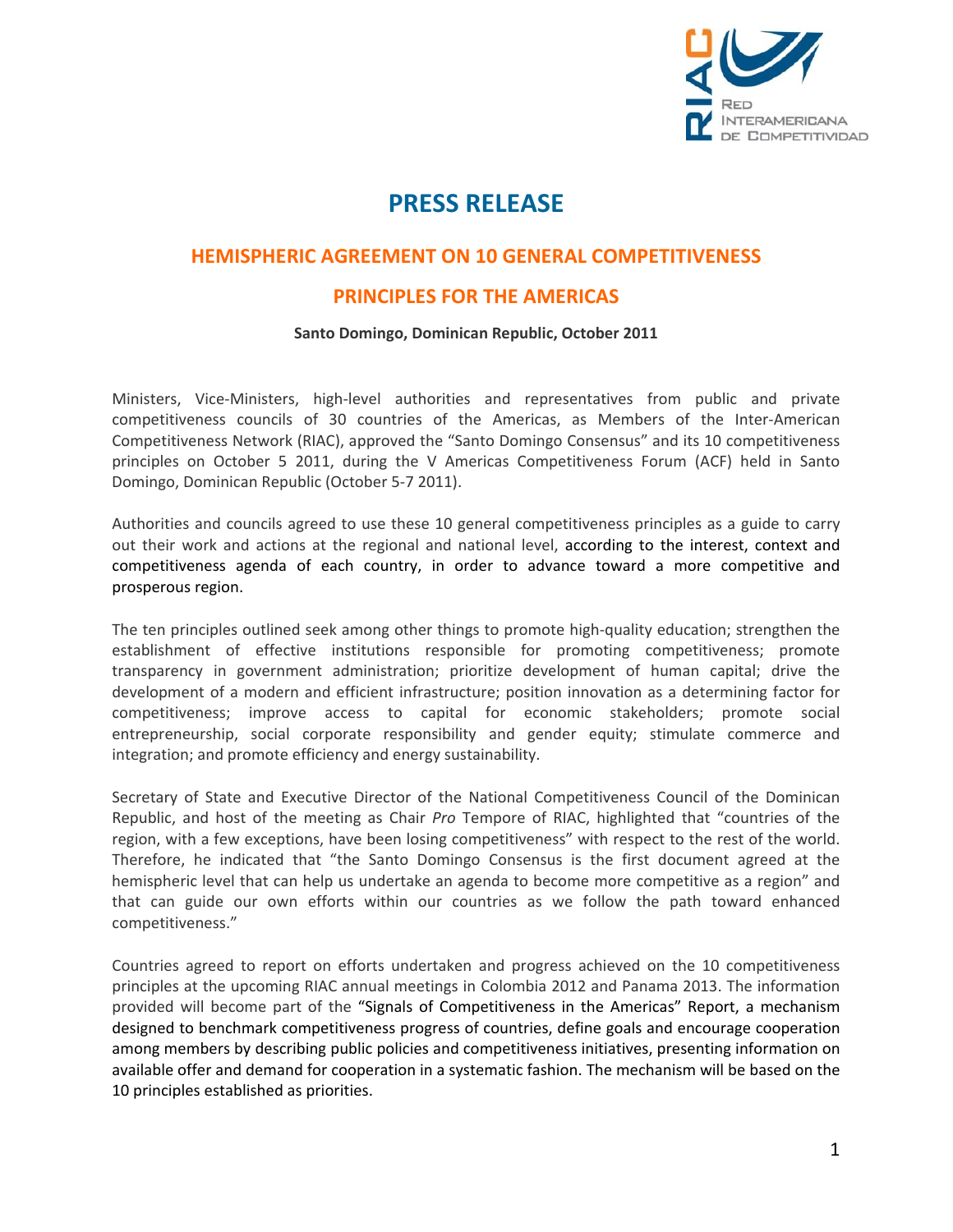# PRESS RELEASE

## HEMISPHERIC AGREEMENT ON 10 GENERAL COMPETITIVENESS PRINCIPLES FOR THE AMERICAS

**Santo Domingo, Dominican Republic, October 2011**

Ministers, Vice-Ministers, high-level authorities and representatives from public and private competitiveness councils of 30 countries of the Americas, as Members of the Inter-American Competitiveness Network (RIAC), approved the "Santo Domingo Consensus" and its 10 competitiveness principles on October 5 2011, during the V Americas Competitiveness Forum (ACF) held in Santo Domingo, Dominican Republic (October 5-7 2011).

Authorities and councils agreed to use these 10 general competitiveness principles as a guide to carry out their work and actions at the regional and national level, according to the interest, context and competitiveness agenda of each country, in order to advance toward a more competitive and prosperous region.

The ten principles outlined seek among other things to promote high-quality education; strengthen the establishment of effective institutions responsible for promoting competitiveness; promote transparency in government administration; prioritize development of human capital; drive the development of a modern and efficient infrastructure; position innovation as a determining factor for competitiveness; improve access to capital for economic stakeholders; promote social entrepreneurship, social corporate responsibility and gender equity; stimulate commerce and integration; and promote efficiency and energy sustainability.

Secretary of State and Executive Director of the National Competitiveness Council of the Dominican Republic, and host of the meeting as Chair *Pro* Tempore of RIAC, highlighted that "countries of the region, with a few exceptions, have been losing competitiveness" with respect to the rest of the world. Therefore, he indicated that "the Santo Domingo Consensus is the first document agreed at the hemispheric level that can help us undertake an agenda to become more competitive as a region" and that can guide our own efforts within our countries as we follow the path toward enhanced competitiveness."

Countries agreed to report on efforts undertaken and progress achieved on the 10 competitiveness principles at the upcoming RIAC annual meetings in Colombia 2012 and Panama 2013. The information provided will become part of the "Signals of Competitiveness in the Americas" Report, a mechanism designed to benchmark competitiveness progress of countries, define goals and encourage cooperation among members by describing public policies and competitiveness initiatives, presenting information on available offer and demand for cooperation in a systematic fashion. The mechanism will be based on the 10 principles established as priorities.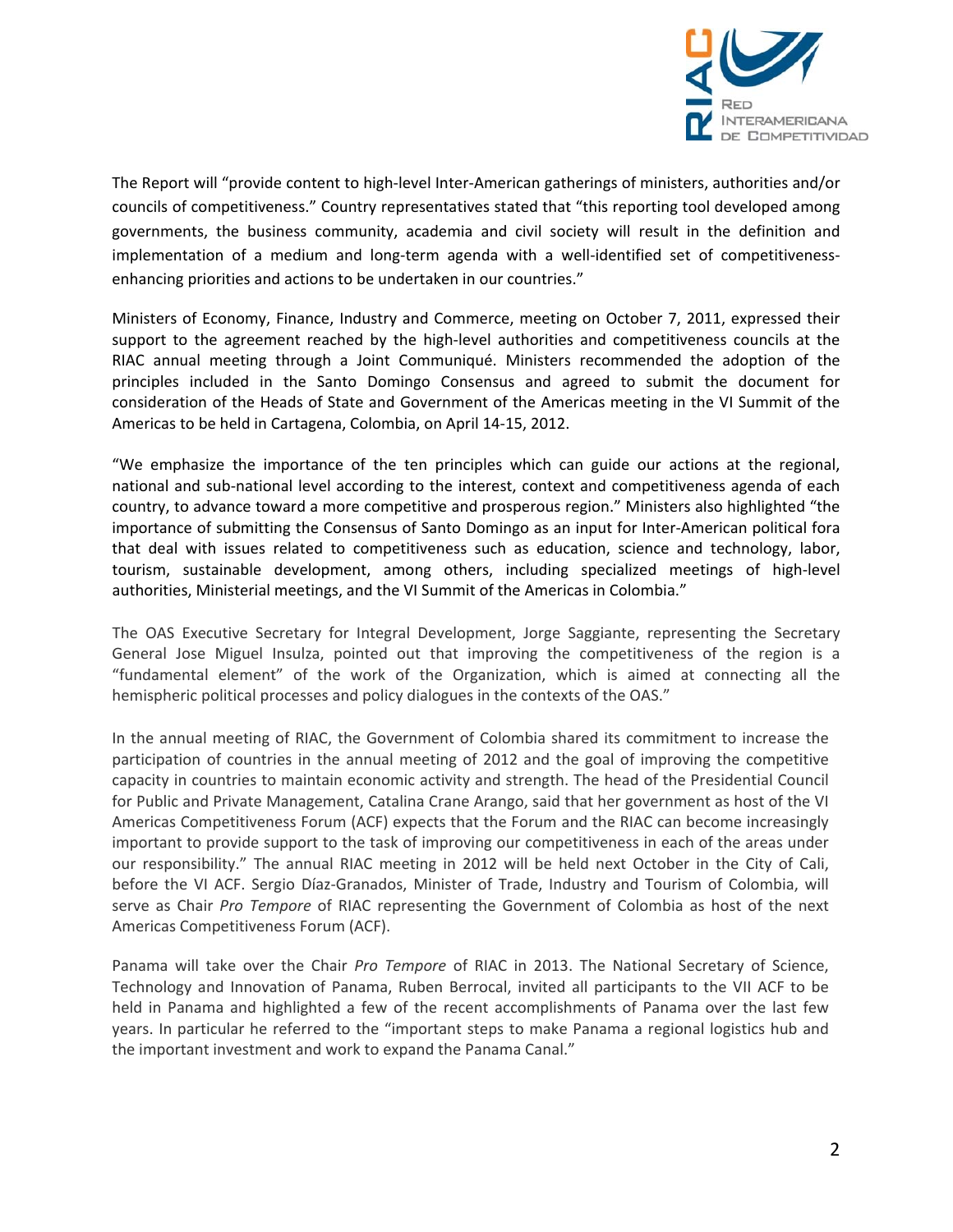The Report will “provide content to high-level Inter-American gatherings of ministers, authorities and/or councils of competitiveness.” Country representatives stated that “this reporting tool developed among governments, the business community, academia and civil society will result in the definition and implementation of a medium and long-term agenda with a well-identified set of competitiveness-enhancing priorities and actions to be undertaken in our countries.”

Ministers of Economy, Finance, Industry and Commerce, meeting on October 7, 2011, expressed their support to the agreement reached by the high-level authorities and competitiveness councils at the RIAC annual meeting through a Joint Communiqué. Ministers recommended the adoption of the principles included in the Santo Domingo Consensus and agreed to submit the document for consideration of the Heads of State and Government of the Americas meeting in the VI Summit of the Americas to be held in Cartagena, Colombia, on April 14-15, 2012.

“We emphasize the importance of the ten principles which can guide our actions at the regional, national and sub-national level according to the interest, context and competitiveness agenda of each country, to advance toward a more competitive and prosperous region.” Ministers also highlighted “the importance of submitting the Consensus of Santo Domingo as an input for Inter-American political fora that deal with issues related to competitiveness such as education, science and technology, labor, tourism, sustainable development, among others, including specialized meetings of high-level authorities, Ministerial meetings, and the VI Summit of the Americas in Colombia.”

The OAS Executive Secretary for Integral Development, Jorge Saggiante, representing the Secretary General Jose Miguel Insulza, pointed out that improving the competitiveness of the region is a “fundamental element” of the work of the Organization, which is aimed at connecting all the hemispheric political processes and policy dialogues in the contexts of the OAS.”

In the annual meeting of RIAC, the Government of Colombia shared its commitment to increase the participation of countries in the annual meeting of 2012 and the goal of improving the competitive capacity in countries to maintain economic activity and strength. The head of the Presidential Council for Public and Private Management, Catalina Crane Arango, said that her government as host of the VI Americas Competitiveness Forum (ACF) expects that the Forum and the RIAC can become increasingly important to provide support to the task of improving our competitiveness in each of the areas under our responsibility.” The annual RIAC meeting in 2012 will be held next October in the City of Cali, before the VI ACF. Sergio Díaz-Granados, Minister of Trade, Industry and Tourism of Colombia, will serve as Chair *Pro Tempore* of RIAC representing the Government of Colombia as host of the next Americas Competitiveness Forum (ACF).

Panama will take over the Chair *Pro Tempore* of RIAC in 2013. The National Secretary of Science, Technology and Innovation of Panama, Ruben Berrocal, invited all participants to the VII ACF to be held in Panama and highlighted a few of the recent accomplishments of Panama over the last few years. In particular he referred to the “important steps to make Panama a regional logistics hub and the important investment and work to expand the Panama Canal.”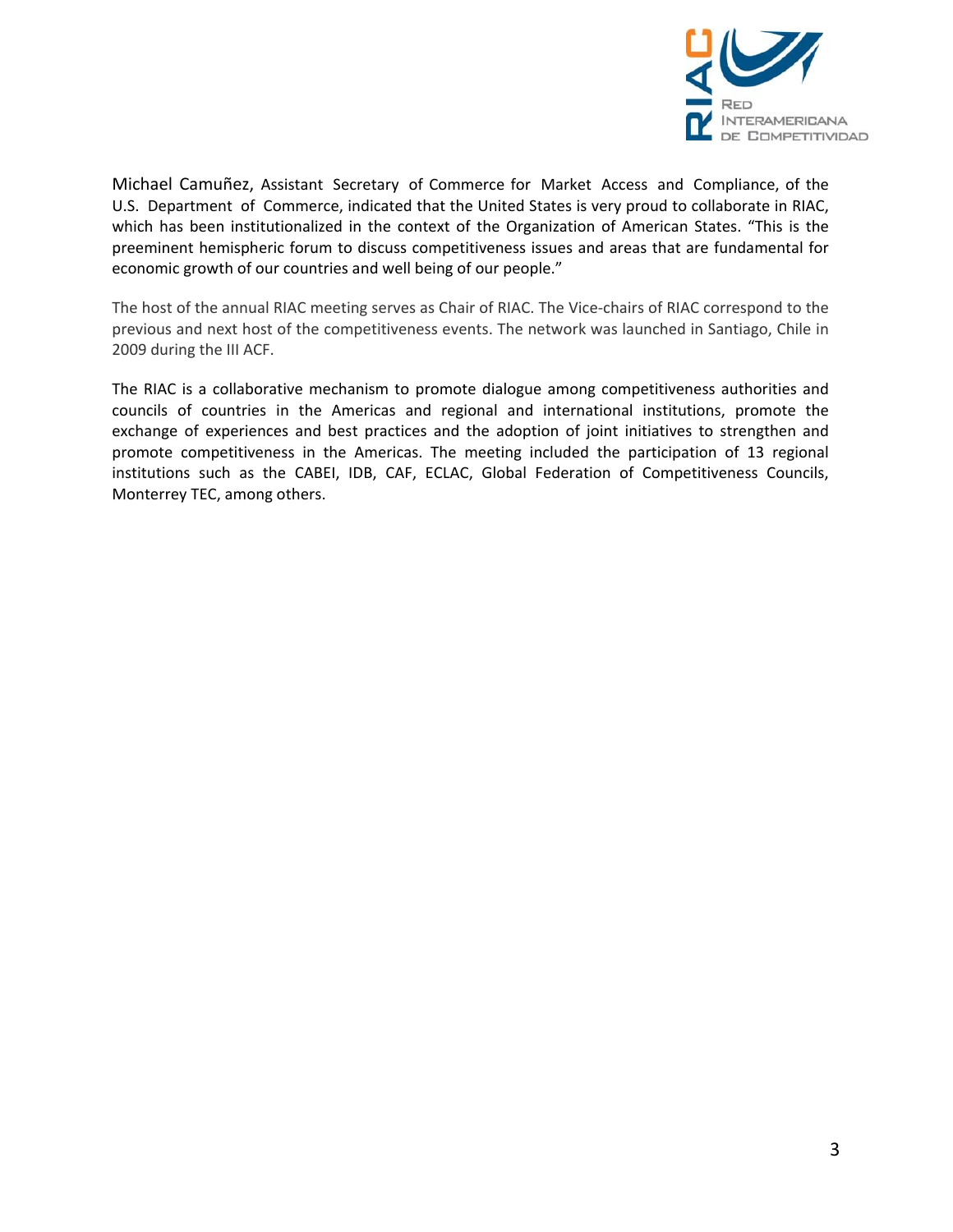Michael Camuñez, Assistant Secretary of Commerce for Market Access and Compliance, of the U.S. Department of Commerce, indicated that the United States is very proud to collaborate in RIAC, which has been institutionalized in the context of the Organization of American States. "This is the preeminent hemispheric forum to discuss competitiveness issues and areas that are fundamental for economic growth of our countries and well being of our people."

The host of the annual RIAC meeting serves as Chair of RIAC. The Vice-chairs of RIAC correspond to the previous and next host of the competitiveness events. The network was launched in Santiago, Chile in 2009 during the III ACF.

The RIAC is a collaborative mechanism to promote dialogue among competitiveness authorities and councils of countries in the Americas and regional and international institutions, promote the exchange of experiences and best practices and the adoption of joint initiatives to strengthen and promote competitiveness in the Americas. The meeting included the participation of 13 regional institutions such as the CABEI, IDB, CAF, ECLAC, Global Federation of Competitiveness Councils, Monterrey TEC, among others.